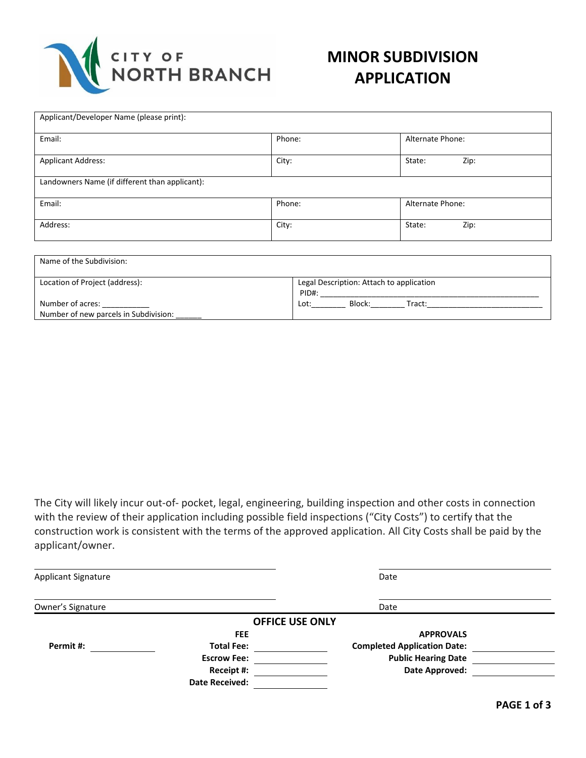CITY OF NORTH BRANCH

# MINOR SUBDIVISION APPLICATION

| Applicant/Developer Name (please print): | | |
|---|---|---|
| Email: | Phone: | Alternate Phone: |
| Applicant Address: | City: | State: Zip: |
| Landowners Name (if different than applicant): | | |
| Email: | Phone: | Alternate Phone: |
| Address: | City: | State: Zip: |

| Name of the Subdivision: | |
|---|---|
| Location of Project (address):<br><br>Number of acres: ___________<br>Number of new parcels in Subdivision: ______ | Legal Description: Attach to application<br>PID#: ____________________________________________________<br>Lot:________ Block:________ Tract:___________________________ |

The City will likely incur out-of- pocket, legal, engineering, building inspection and other costs in connection with the review of their application including possible field inspections ("City Costs") to certify that the construction work is consistent with the terms of the approved application. All City Costs shall be paid by the applicant/owner.

_______________________________ Applicant Signature &nbsp;&nbsp;&nbsp;&nbsp; _______________ Date

_______________________________ Owner's Signature &nbsp;&nbsp;&nbsp;&nbsp; _______________ Date

**OFFICE USE ONLY**

| | | **FEE** | | **APPROVALS** | |
|---|---|---|---|---|---|
| **Permit #:** | ________ | **Total Fee:** | ________ | **Completed Application Date:** | ________ |
| | | **Escrow Fee:** | ________ | **Public Hearing Date** | ________ |
| | | **Receipt #:** | ________ | **Date Approved:** | ________ |
| | | **Date Received:** | ________ | | |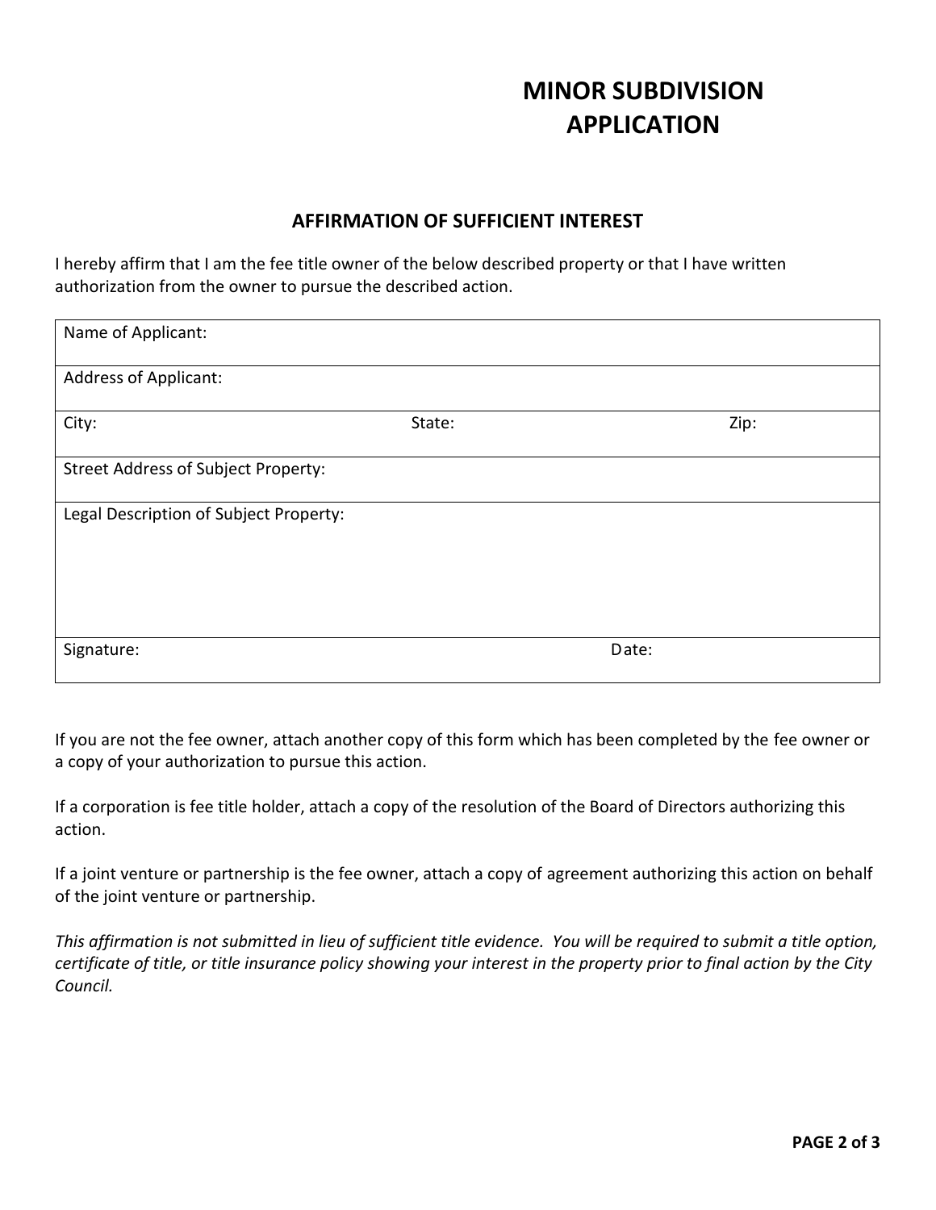# MINOR SUBDIVISION APPLICATION

## AFFIRMATION OF SUFFICIENT INTEREST

I hereby affirm that I am the fee title owner of the below described property or that I have written authorization from the owner to pursue the described action.

| Name of Applicant: | | |
|---|---|---|
| Address of Applicant: | | |
| City: | State: | Zip: |
| Street Address of Subject Property: | | |
| Legal Description of Subject Property: | | |
| Signature: | | Date: |

If you are not the fee owner, attach another copy of this form which has been completed by the fee owner or a copy of your authorization to pursue this action.

If a corporation is fee title holder, attach a copy of the resolution of the Board of Directors authorizing this action.

If a joint venture or partnership is the fee owner, attach a copy of agreement authorizing this action on behalf of the joint venture or partnership.

*This affirmation is not submitted in lieu of sufficient title evidence. You will be required to submit a title option, certificate of title, or title insurance policy showing your interest in the property prior to final action by the City Council.*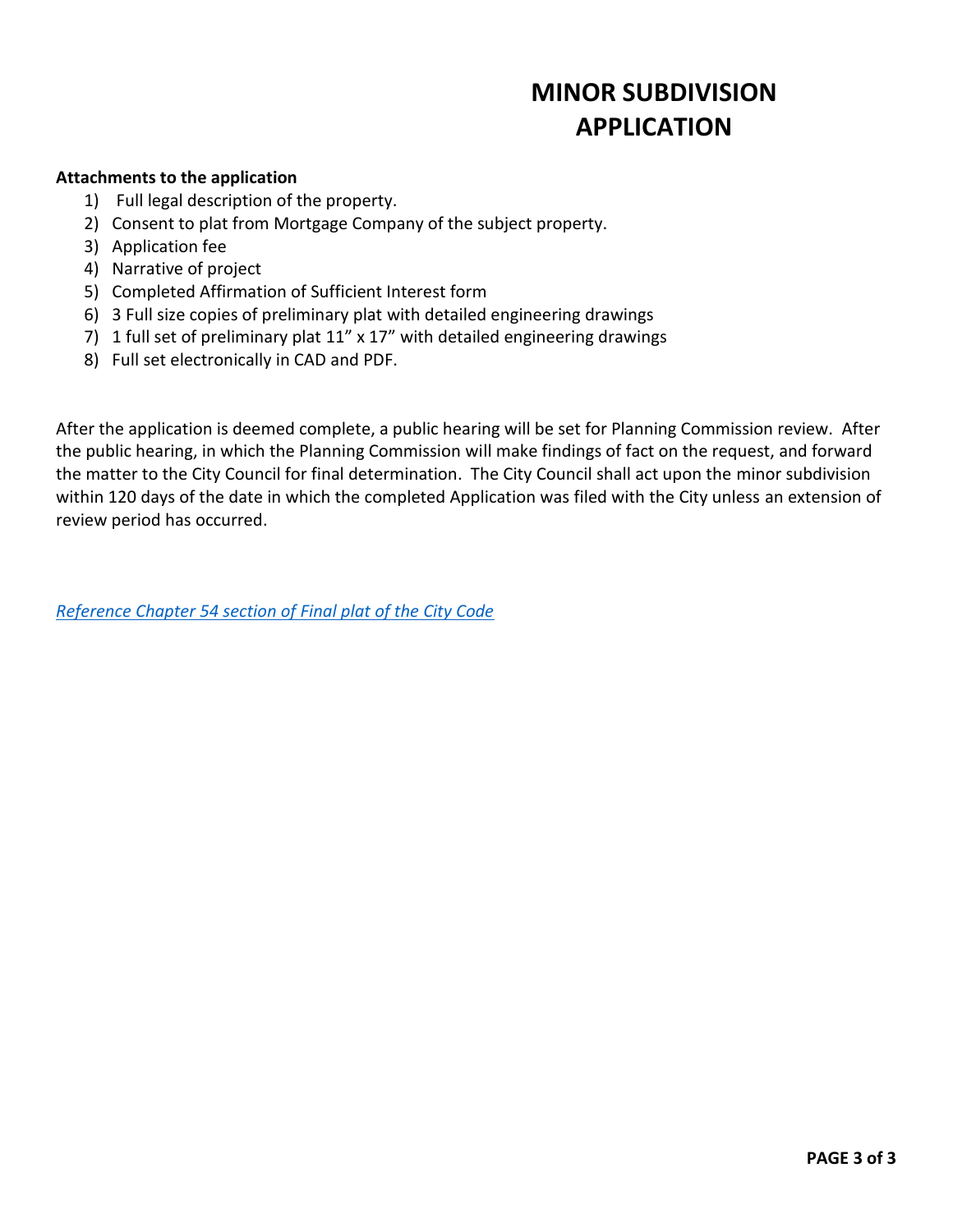# MINOR SUBDIVISION APPLICATION

**Attachments to the application**

1) Full legal description of the property.
2) Consent to plat from Mortgage Company of the subject property.
3) Application fee
4) Narrative of project
5) Completed Affirmation of Sufficient Interest form
6) 3 Full size copies of preliminary plat with detailed engineering drawings
7) 1 full set of preliminary plat 11" x 17" with detailed engineering drawings
8) Full set electronically in CAD and PDF.

After the application is deemed complete, a public hearing will be set for Planning Commission review. After the public hearing, in which the Planning Commission will make findings of fact on the request, and forward the matter to the City Council for final determination. The City Council shall act upon the minor subdivision within 120 days of the date in which the completed Application was filed with the City unless an extension of review period has occurred.

*Reference Chapter 54 section of Final plat of the City Code*